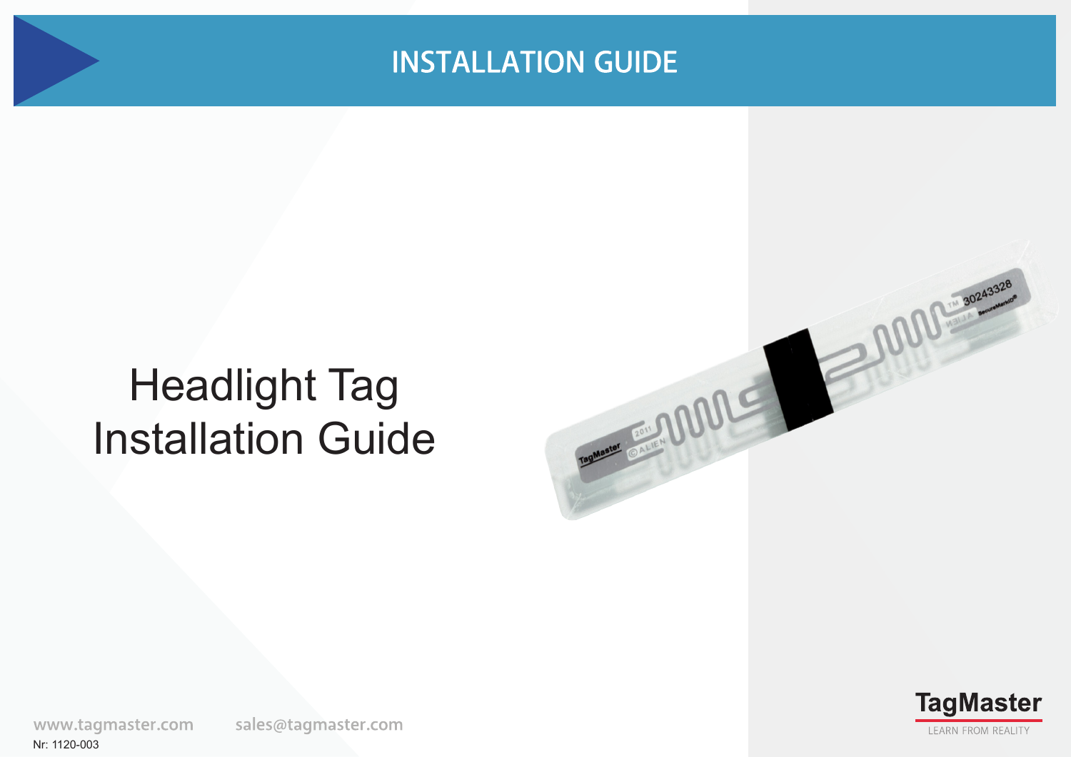INSTALLATION GUIDE

# Headlight Tag Installation Guide

www.tagmaster.com sales@tagmaster.com

Nr: 1120-003

TagMaster

LEARN FROM REALITY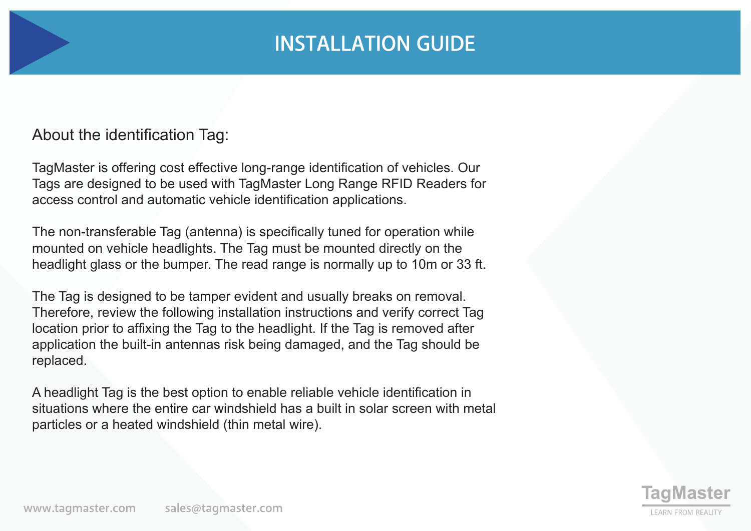# INSTALLATION GUIDE

## About the identification Tag:

TagMaster is offering cost effective long-range identification of vehicles. Our Tags are designed to be used with TagMaster Long Range RFID Readers for access control and automatic vehicle identification applications.

The non-transferable Tag (antenna) is specifically tuned for operation while mounted on vehicle headlights. The Tag must be mounted directly on the headlight glass or the bumper. The read range is normally up to 10m or 33 ft.

The Tag is designed to be tamper evident and usually breaks on removal. Therefore, review the following installation instructions and verify correct Tag location prior to affixing the Tag to the headlight. If the Tag is removed after application the built-in antennas risk being damaged, and the Tag should be replaced.

A headlight Tag is the best option to enable reliable vehicle identification in situations where the entire car windshield has a built in solar screen with metal particles or a heated windshield (thin metal wire).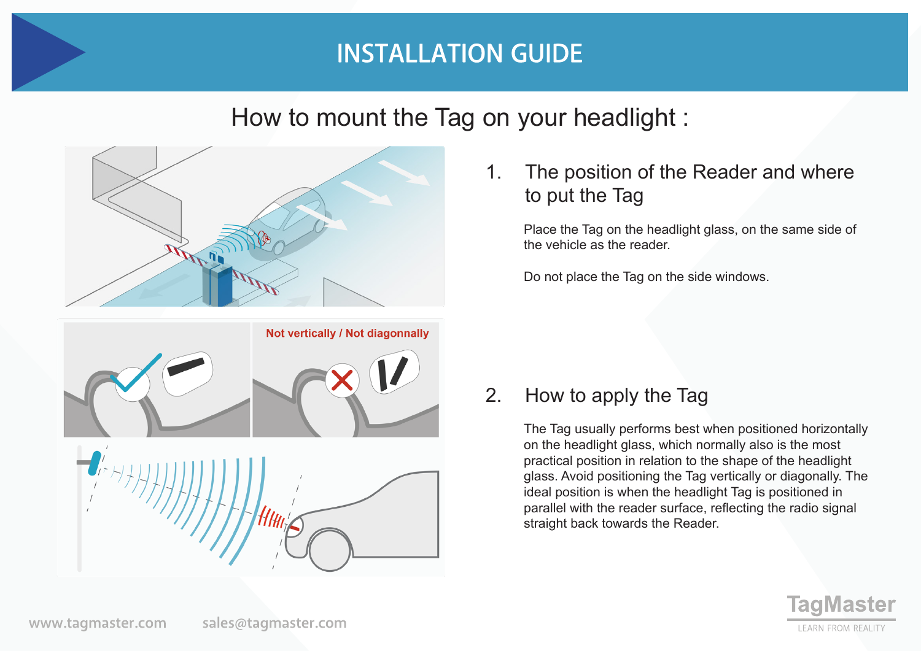# INSTALLATION GUIDE

## How to mount the Tag on your headlight :

Not vertically / Not diagonnally

1. The position of the Reader and where to put the Tag

   Place the Tag on the headlight glass, on the same side of the vehicle as the reader.

   Do not place the Tag on the side windows.

2. How to apply the Tag

   The Tag usually performs best when positioned horizontally on the headlight glass, which normally also is the most practical position in relation to the shape of the headlight glass. Avoid positioning the Tag vertically or diagonally. The ideal position is when the headlight Tag is positioned in parallel with the reader surface, reflecting the radio signal straight back towards the Reader.

www.tagmaster.com sales@tagmaster.com

TagMaster
LEARN FROM REALITY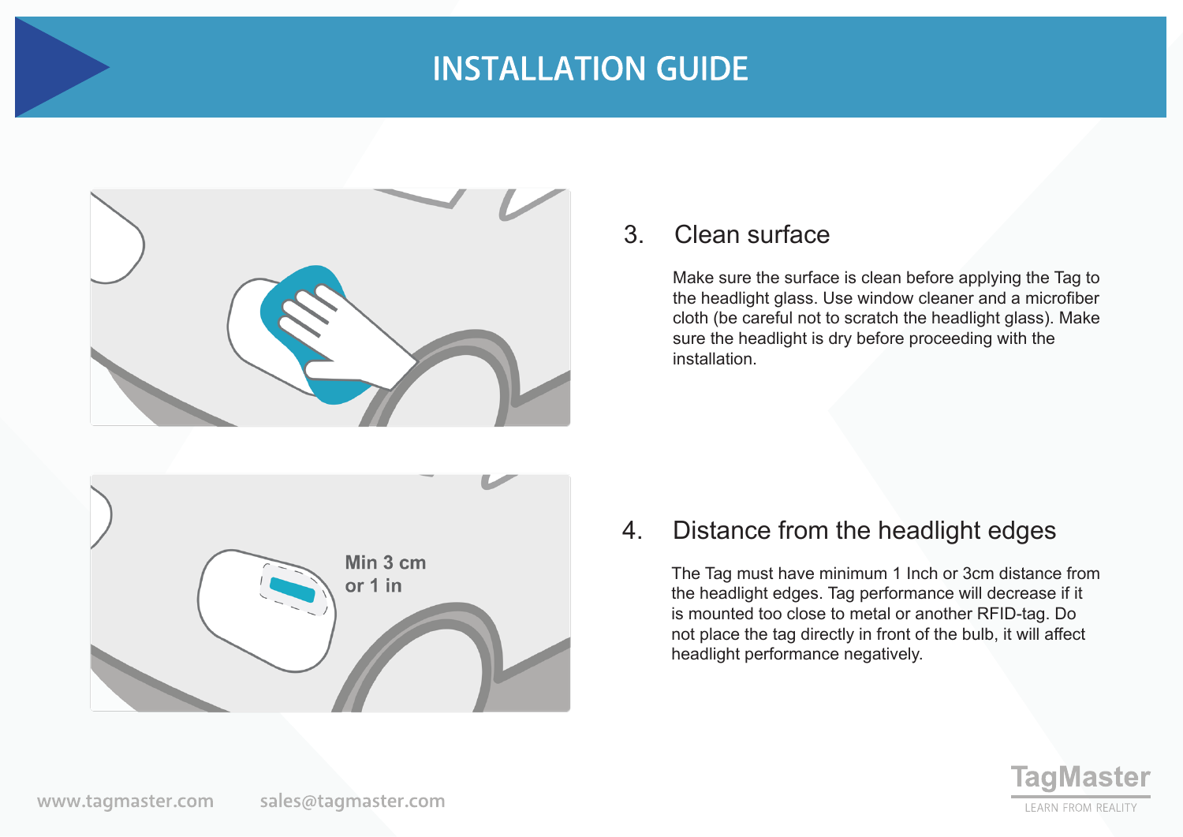# INSTALLATION GUIDE

## 3. Clean surface

Make sure the surface is clean before applying the Tag to the headlight glass. Use window cleaner and a microfiber cloth (be careful not to scratch the headlight glass). Make sure the headlight is dry before proceeding with the installation.

Min 3 cm or 1 in

## 4. Distance from the headlight edges

The Tag must have minimum 1 Inch or 3cm distance from the headlight edges. Tag performance will decrease if it is mounted too close to metal or another RFID-tag. Do not place the tag directly in front of the bulb, it will affect headlight performance negatively.

www.tagmaster.com sales@tagmaster.com

TagMaster
LEARN FROM REALITY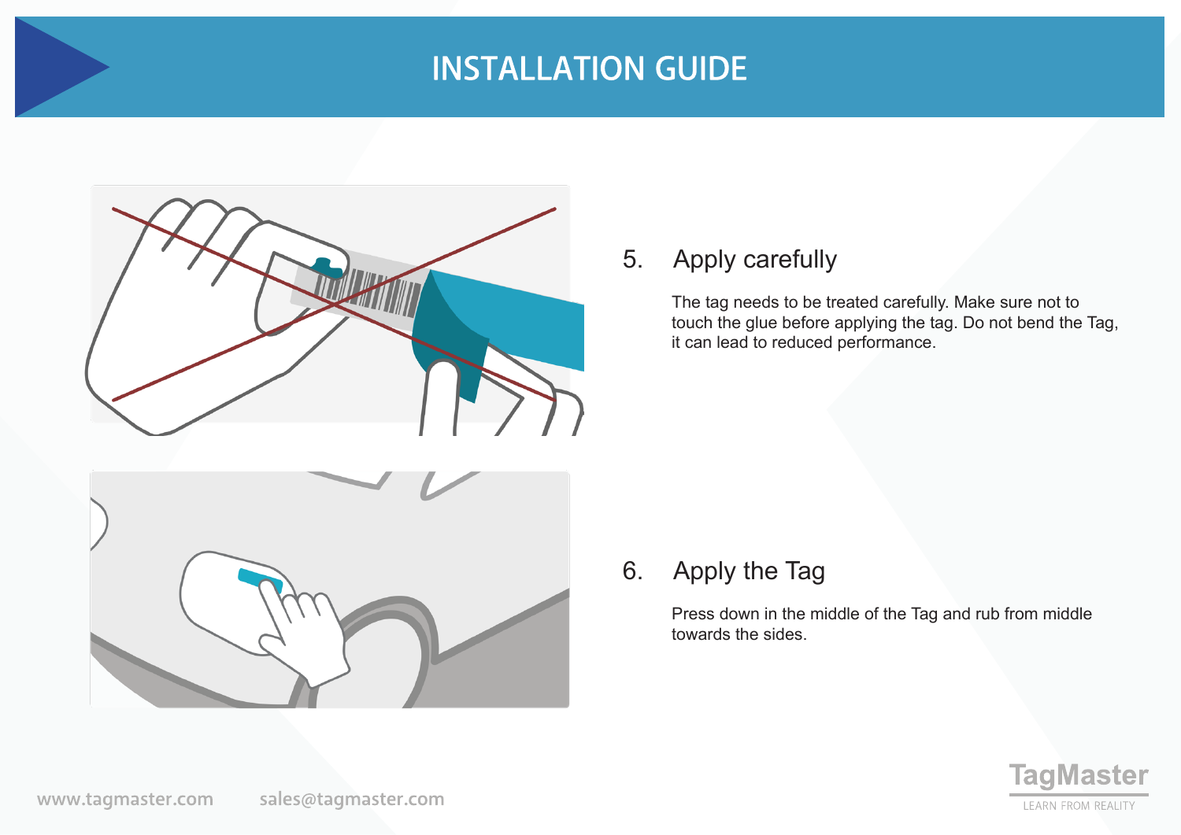# INSTALLATION GUIDE

5. Apply carefully

The tag needs to be treated carefully. Make sure not to touch the glue before applying the tag. Do not bend the Tag, it can lead to reduced performance.

6. Apply the Tag

Press down in the middle of the Tag and rub from middle towards the sides.

www.tagmaster.com sales@tagmaster.com

TagMaster
LEARN FROM REALITY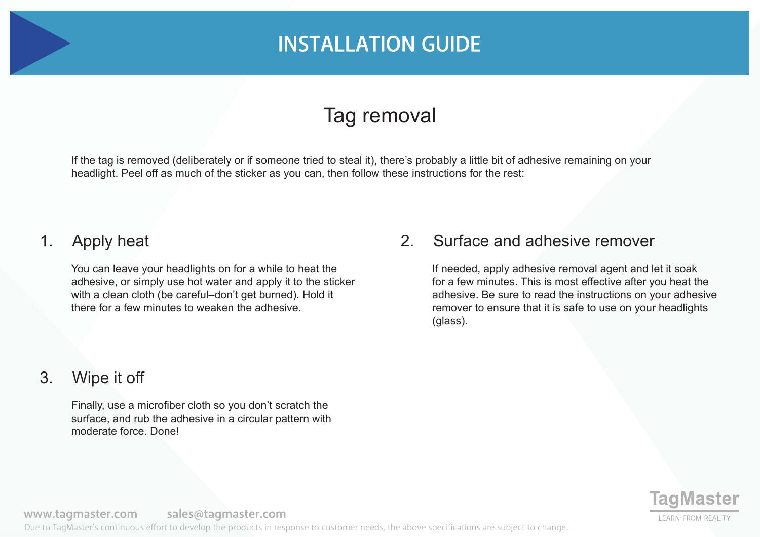# INSTALLATION GUIDE

## Tag removal

If the tag is removed (deliberately or if someone tried to steal it), there's probably a little bit of adhesive remaining on your headlight. Peel off as much of the sticker as you can, then follow these instructions for the rest:

### 1. Apply heat

You can leave your headlights on for a while to heat the adhesive, or simply use hot water and apply it to the sticker with a clean cloth (be careful–don't get burned). Hold it there for a few minutes to weaken the adhesive.

### 2. Surface and adhesive remover

If needed, apply adhesive removal agent and let it soak for a few minutes. This is most effective after you heat the adhesive. Be sure to read the instructions on your adhesive remover to ensure that it is safe to use on your headlights (glass).

### 3. Wipe it off

Finally, use a microfiber cloth so you don't scratch the surface, and rub the adhesive in a circular pattern with moderate force. Done!

www.tagmaster.com sales@tagmaster.com

Due to TagMaster's continuous effort to develop the products in response to customer needs, the above specifications are subject to change.

TagMaster
LEARN FROM REALITY